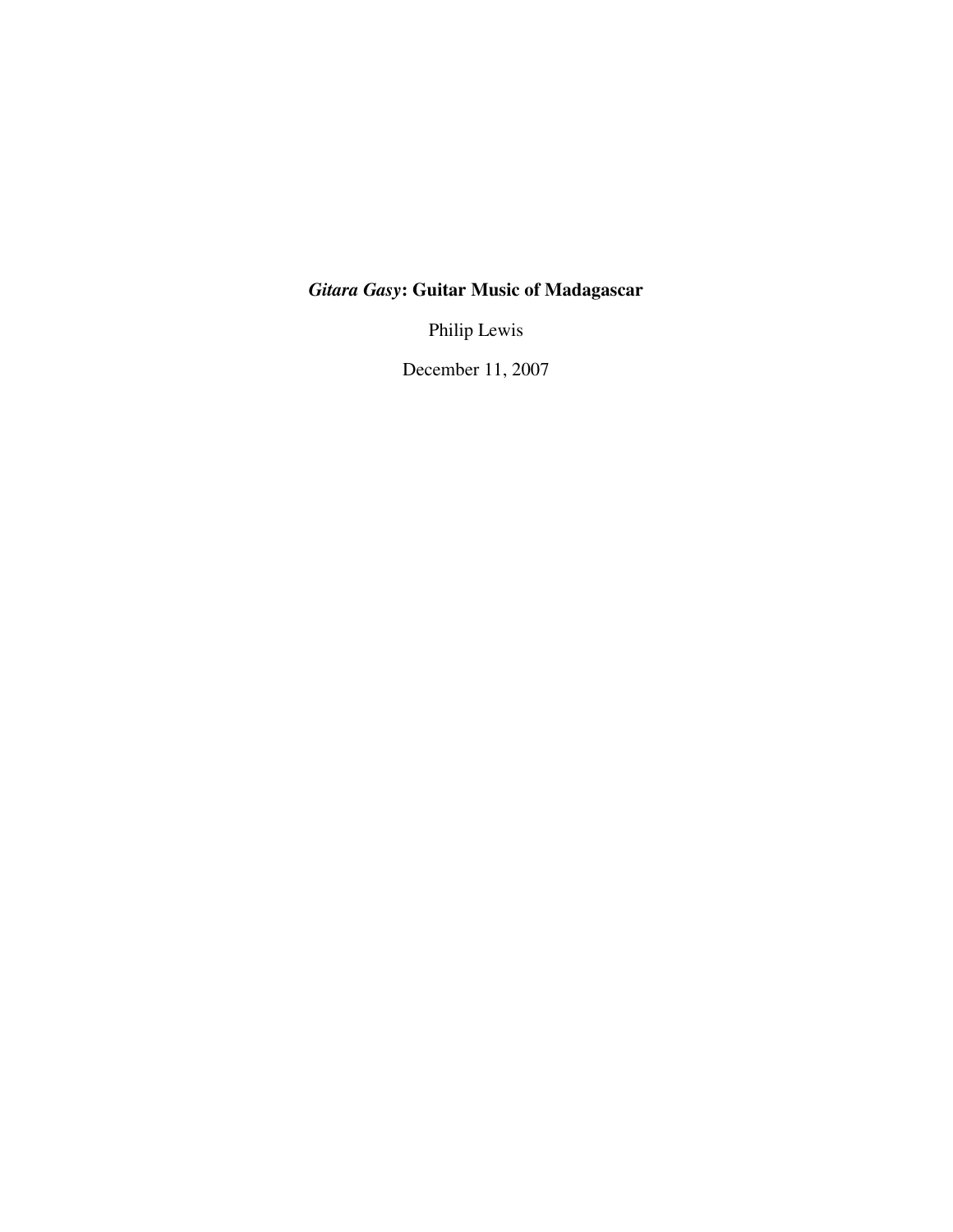# *Gitara Gasy*: Guitar Music of Madagascar

Philip Lewis

December 11, 2007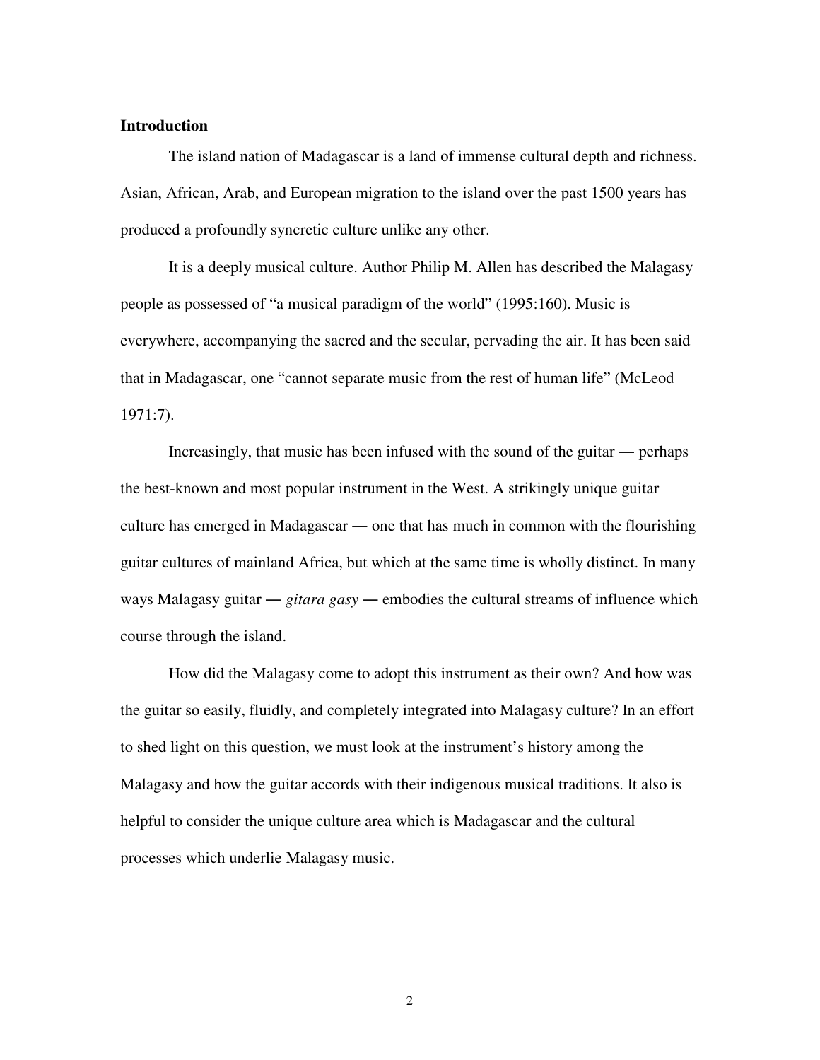## Introduction

The island nation of Madagascar is a land of immense cultural depth and richness. Asian, African, Arab, and European migration to the island over the past 1500 years has produced a profoundly syncretic culture unlike any other.

It is a deeply musical culture. Author Philip M. Allen has described the Malagasy people as possessed of "a musical paradigm of the world" (1995:160). Music is everywhere, accompanying the sacred and the secular, pervading the air. It has been said that in Madagascar, one "cannot separate music from the rest of human life" (McLeod 1971:7).

Increasingly, that music has been infused with the sound of the guitar — perhaps the best-known and most popular instrument in the West. A strikingly unique guitar culture has emerged in Madagascar — one that has much in common with the flourishing guitar cultures of mainland Africa, but which at the same time is wholly distinct. In many ways Malagasy guitar — *gitara gasy* — embodies the cultural streams of influence which course through the island.

How did the Malagasy come to adopt this instrument as their own? And how was the guitar so easily, fluidly, and completely integrated into Malagasy culture? In an effort to shed light on this question, we must look at the instrument's history among the Malagasy and how the guitar accords with their indigenous musical traditions. It also is helpful to consider the unique culture area which is Madagascar and the cultural processes which underlie Malagasy music.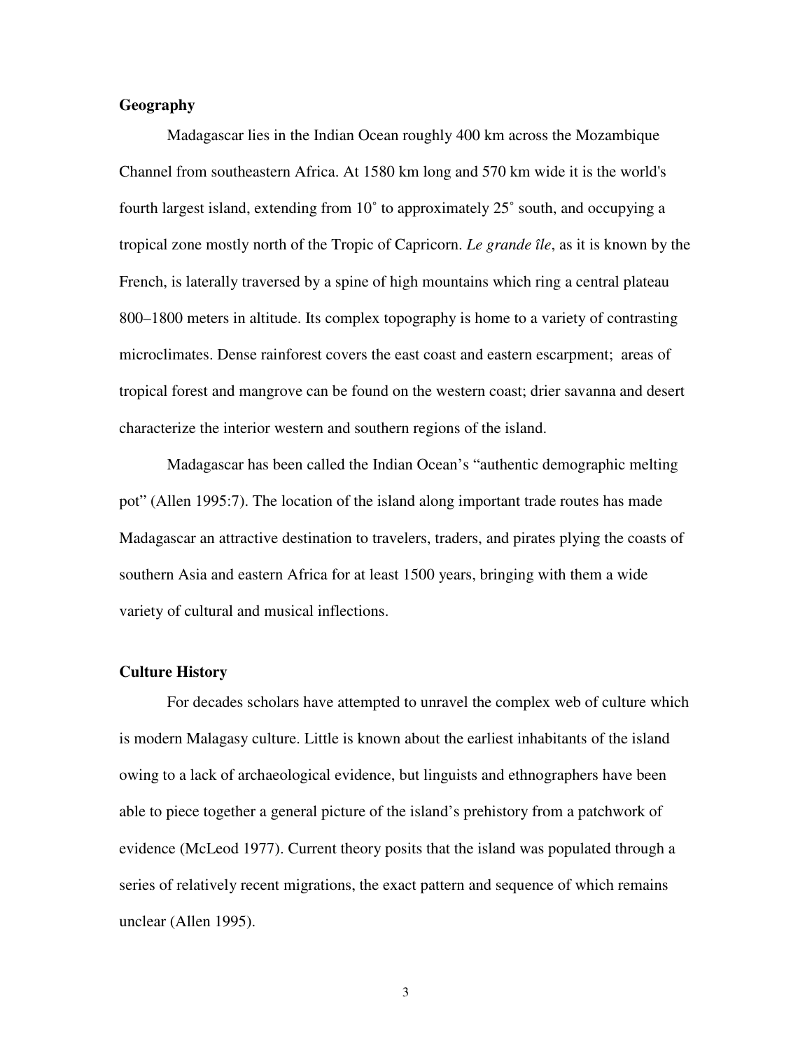**Geography**

Madagascar lies in the Indian Ocean roughly 400 km across the Mozambique Channel from southeastern Africa. At 1580 km long and 570 km wide it is the world's fourth largest island, extending from 10˚ to approximately 25˚ south, and occupying a tropical zone mostly north of the Tropic of Capricorn. *Le grande île*, as it is known by the French, is laterally traversed by a spine of high mountains which ring a central plateau 800–1800 meters in altitude. Its complex topography is home to a variety of contrasting microclimates. Dense rainforest covers the east coast and eastern escarpment; areas of tropical forest and mangrove can be found on the western coast; drier savanna and desert characterize the interior western and southern regions of the island.

Madagascar has been called the Indian Ocean's "authentic demographic melting pot" (Allen 1995:7). The location of the island along important trade routes has made Madagascar an attractive destination to travelers, traders, and pirates plying the coasts of southern Asia and eastern Africa for at least 1500 years, bringing with them a wide variety of cultural and musical inflections.

**Culture History**

For decades scholars have attempted to unravel the complex web of culture which is modern Malagasy culture. Little is known about the earliest inhabitants of the island owing to a lack of archaeological evidence, but linguists and ethnographers have been able to piece together a general picture of the island's prehistory from a patchwork of evidence (McLeod 1977). Current theory posits that the island was populated through a series of relatively recent migrations, the exact pattern and sequence of which remains unclear (Allen 1995).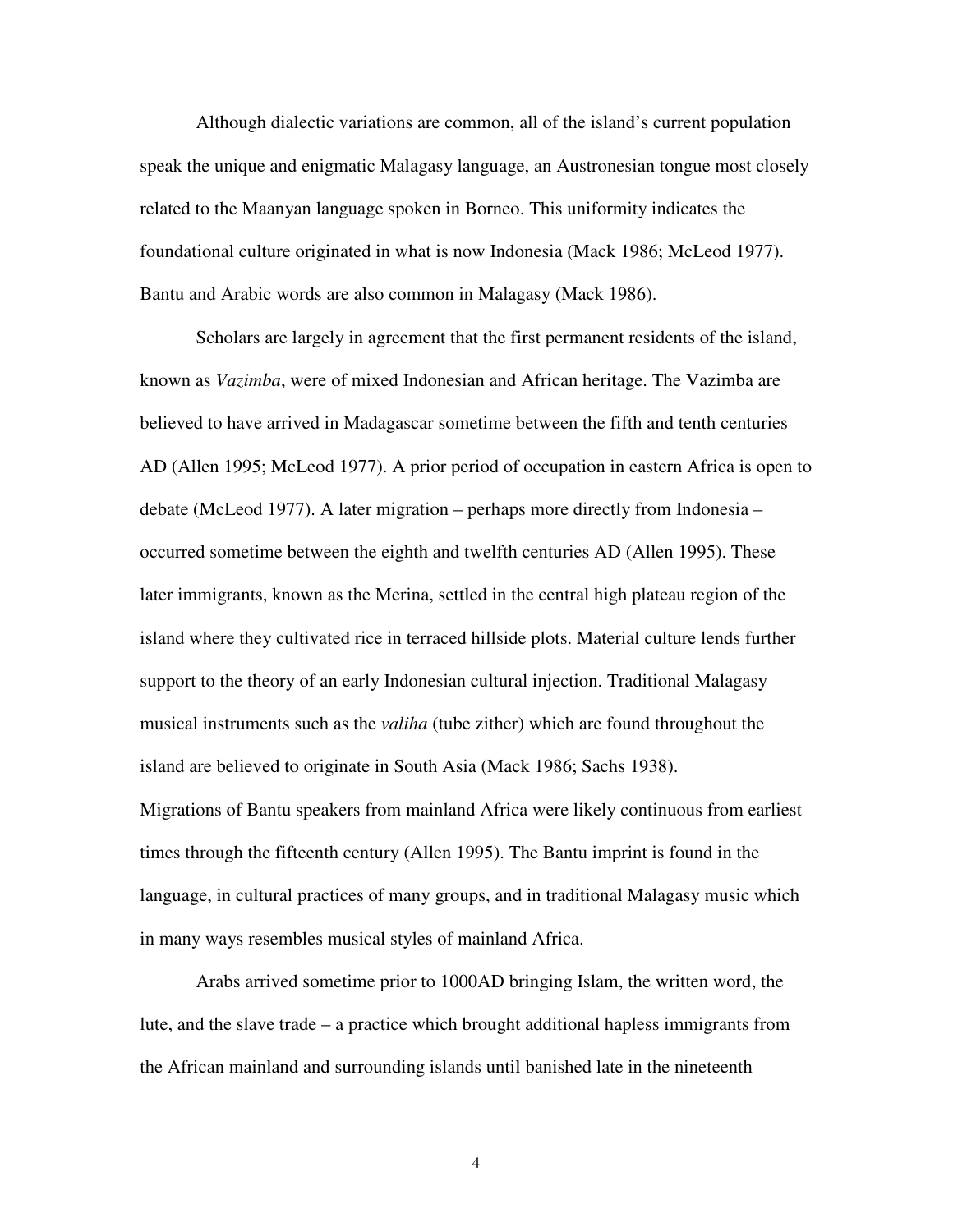Although dialectic variations are common, all of the island's current population speak the unique and enigmatic Malagasy language, an Austronesian tongue most closely related to the Maanyan language spoken in Borneo. This uniformity indicates the foundational culture originated in what is now Indonesia (Mack 1986; McLeod 1977). Bantu and Arabic words are also common in Malagasy (Mack 1986).

Scholars are largely in agreement that the first permanent residents of the island, known as *Vazimba*, were of mixed Indonesian and African heritage. The Vazimba are believed to have arrived in Madagascar sometime between the fifth and tenth centuries AD (Allen 1995; McLeod 1977). A prior period of occupation in eastern Africa is open to debate (McLeod 1977). A later migration – perhaps more directly from Indonesia – occurred sometime between the eighth and twelfth centuries AD (Allen 1995). These later immigrants, known as the Merina, settled in the central high plateau region of the island where they cultivated rice in terraced hillside plots. Material culture lends further support to the theory of an early Indonesian cultural injection. Traditional Malagasy musical instruments such as the *valiha* (tube zither) which are found throughout the island are believed to originate in South Asia (Mack 1986; Sachs 1938).

Migrations of Bantu speakers from mainland Africa were likely continuous from earliest times through the fifteenth century (Allen 1995). The Bantu imprint is found in the language, in cultural practices of many groups, and in traditional Malagasy music which in many ways resembles musical styles of mainland Africa.

Arabs arrived sometime prior to 1000AD bringing Islam, the written word, the lute, and the slave trade – a practice which brought additional hapless immigrants from the African mainland and surrounding islands until banished late in the nineteenth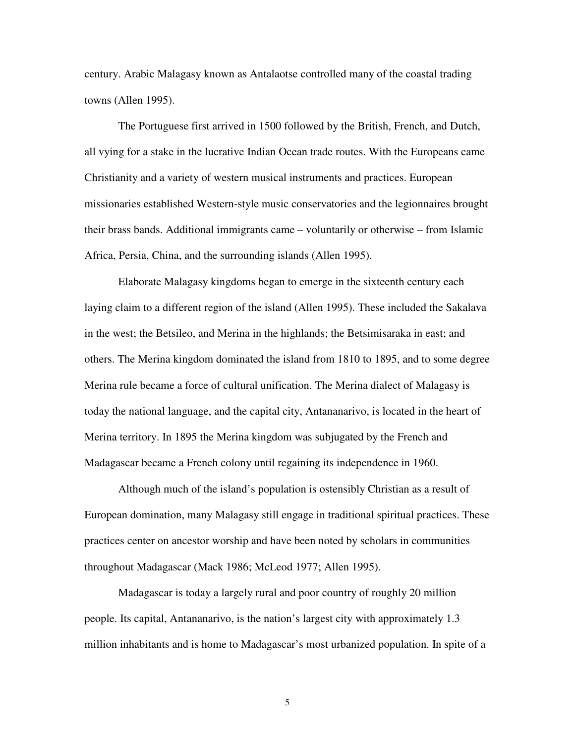century. Arabic Malagasy known as Antalaotse controlled many of the coastal trading towns (Allen 1995).

The Portuguese first arrived in 1500 followed by the British, French, and Dutch, all vying for a stake in the lucrative Indian Ocean trade routes. With the Europeans came Christianity and a variety of western musical instruments and practices. European missionaries established Western-style music conservatories and the legionnaires brought their brass bands. Additional immigrants came – voluntarily or otherwise – from Islamic Africa, Persia, China, and the surrounding islands (Allen 1995).

Elaborate Malagasy kingdoms began to emerge in the sixteenth century each laying claim to a different region of the island (Allen 1995). These included the Sakalava in the west; the Betsileo, and Merina in the highlands; the Betsimisaraka in east; and others. The Merina kingdom dominated the island from 1810 to 1895, and to some degree Merina rule became a force of cultural unification. The Merina dialect of Malagasy is today the national language, and the capital city, Antananarivo, is located in the heart of Merina territory. In 1895 the Merina kingdom was subjugated by the French and Madagascar became a French colony until regaining its independence in 1960.

Although much of the island's population is ostensibly Christian as a result of European domination, many Malagasy still engage in traditional spiritual practices. These practices center on ancestor worship and have been noted by scholars in communities throughout Madagascar (Mack 1986; McLeod 1977; Allen 1995).

Madagascar is today a largely rural and poor country of roughly 20 million people. Its capital, Antananarivo, is the nation's largest city with approximately 1.3 million inhabitants and is home to Madagascar's most urbanized population. In spite of a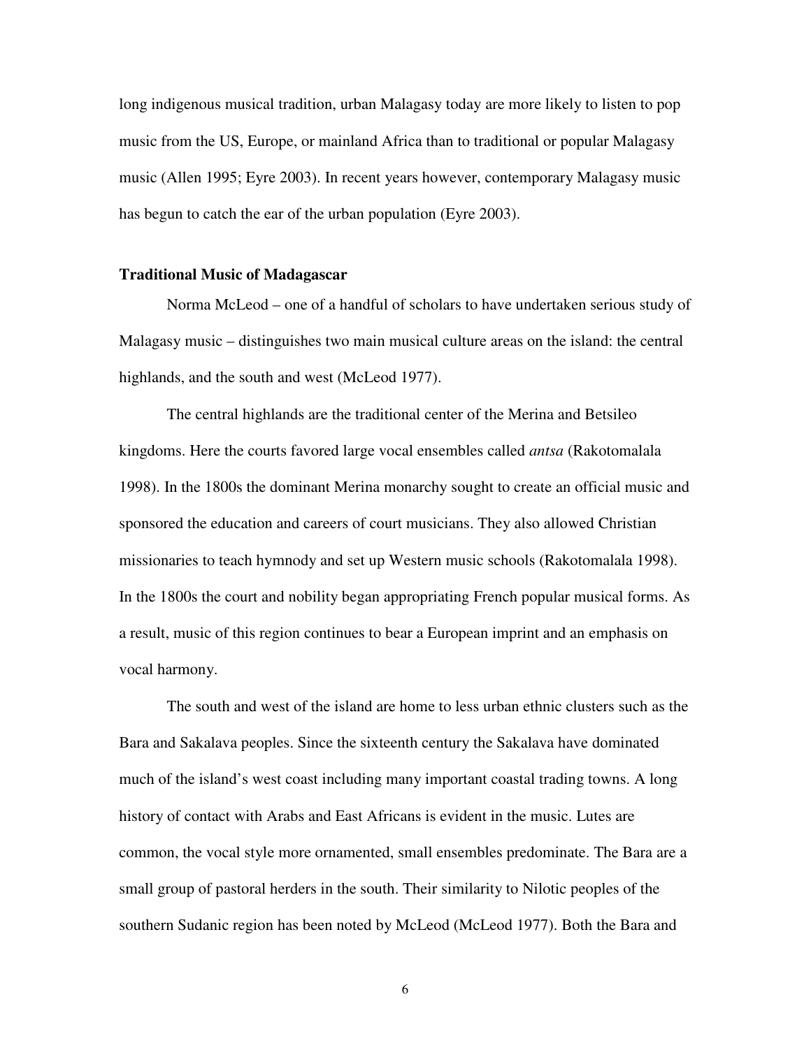long indigenous musical tradition, urban Malagasy today are more likely to listen to pop music from the US, Europe, or mainland Africa than to traditional or popular Malagasy music (Allen 1995; Eyre 2003). In recent years however, contemporary Malagasy music has begun to catch the ear of the urban population (Eyre 2003).

### Traditional Music of Madagascar

Norma McLeod – one of a handful of scholars to have undertaken serious study of Malagasy music – distinguishes two main musical culture areas on the island: the central highlands, and the south and west (McLeod 1977).

The central highlands are the traditional center of the Merina and Betsileo kingdoms. Here the courts favored large vocal ensembles called *antsa* (Rakotomalala 1998). In the 1800s the dominant Merina monarchy sought to create an official music and sponsored the education and careers of court musicians. They also allowed Christian missionaries to teach hymnody and set up Western music schools (Rakotomalala 1998). In the 1800s the court and nobility began appropriating French popular musical forms. As a result, music of this region continues to bear a European imprint and an emphasis on vocal harmony.

The south and west of the island are home to less urban ethnic clusters such as the Bara and Sakalava peoples. Since the sixteenth century the Sakalava have dominated much of the island's west coast including many important coastal trading towns. A long history of contact with Arabs and East Africans is evident in the music. Lutes are common, the vocal style more ornamented, small ensembles predominate. The Bara are a small group of pastoral herders in the south. Their similarity to Nilotic peoples of the southern Sudanic region has been noted by McLeod (McLeod 1977). Both the Bara and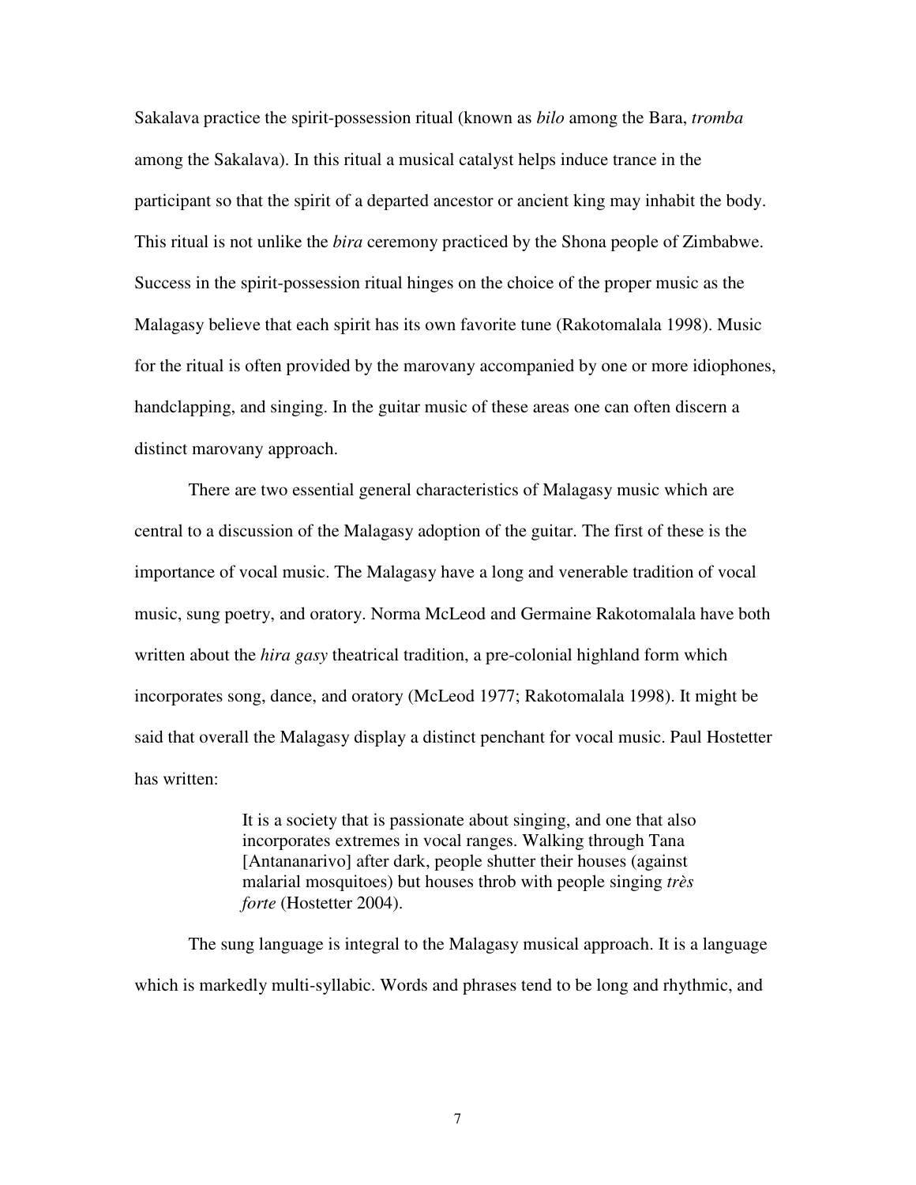Sakalava practice the spirit-possession ritual (known as *bilo* among the Bara, *tromba* among the Sakalava). In this ritual a musical catalyst helps induce trance in the participant so that the spirit of a departed ancestor or ancient king may inhabit the body. This ritual is not unlike the *bira* ceremony practiced by the Shona people of Zimbabwe. Success in the spirit-possession ritual hinges on the choice of the proper music as the Malagasy believe that each spirit has its own favorite tune (Rakotomalala 1998). Music for the ritual is often provided by the marovany accompanied by one or more idiophones, handclapping, and singing. In the guitar music of these areas one can often discern a distinct marovany approach.

There are two essential general characteristics of Malagasy music which are central to a discussion of the Malagasy adoption of the guitar. The first of these is the importance of vocal music. The Malagasy have a long and venerable tradition of vocal music, sung poetry, and oratory. Norma McLeod and Germaine Rakotomalala have both written about the *hira gasy* theatrical tradition, a pre-colonial highland form which incorporates song, dance, and oratory (McLeod 1977; Rakotomalala 1998). It might be said that overall the Malagasy display a distinct penchant for vocal music. Paul Hostetter has written:

> It is a society that is passionate about singing, and one that also incorporates extremes in vocal ranges. Walking through Tana [Antananarivo] after dark, people shutter their houses (against malarial mosquitoes) but houses throb with people singing *très forte* (Hostetter 2004).

The sung language is integral to the Malagasy musical approach. It is a language which is markedly multi-syllabic. Words and phrases tend to be long and rhythmic, and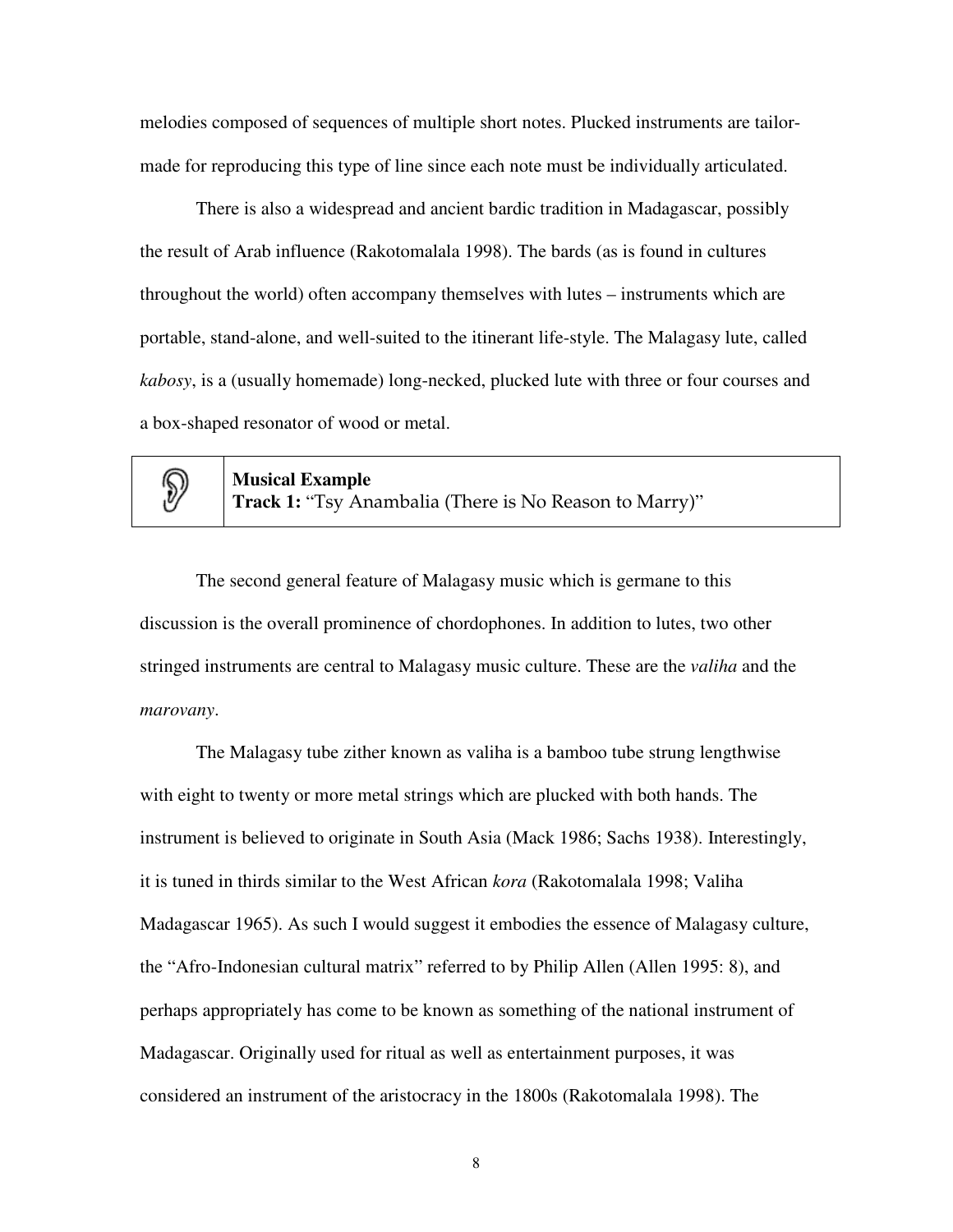melodies composed of sequences of multiple short notes. Plucked instruments are tailor-made for reproducing this type of line since each note must be individually articulated.

There is also a widespread and ancient bardic tradition in Madagascar, possibly the result of Arab influence (Rakotomalala 1998). The bards (as is found in cultures throughout the world) often accompany themselves with lutes – instruments which are portable, stand-alone, and well-suited to the itinerant life-style. The Malagasy lute, called *kabosy*, is a (usually homemade) long-necked, plucked lute with three or four courses and a box-shaped resonator of wood or metal.

> **Musical Example**
> **Track 1:** "Tsy Anambalia (There is No Reason to Marry)"

The second general feature of Malagasy music which is germane to this discussion is the overall prominence of chordophones. In addition to lutes, two other stringed instruments are central to Malagasy music culture. These are the *valiha* and the *marovany*.

The Malagasy tube zither known as valiha is a bamboo tube strung lengthwise with eight to twenty or more metal strings which are plucked with both hands. The instrument is believed to originate in South Asia (Mack 1986; Sachs 1938). Interestingly, it is tuned in thirds similar to the West African *kora* (Rakotomalala 1998; Valiha Madagascar 1965). As such I would suggest it embodies the essence of Malagasy culture, the "Afro-Indonesian cultural matrix" referred to by Philip Allen (Allen 1995: 8), and perhaps appropriately has come to be known as something of the national instrument of Madagascar. Originally used for ritual as well as entertainment purposes, it was considered an instrument of the aristocracy in the 1800s (Rakotomalala 1998). The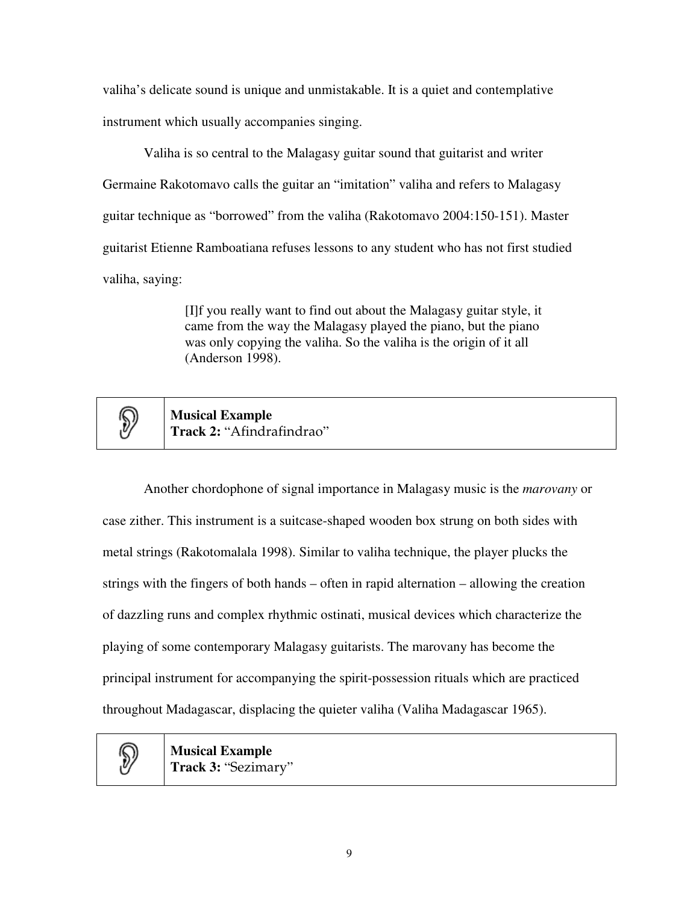valiha's delicate sound is unique and unmistakable. It is a quiet and contemplative instrument which usually accompanies singing.

Valiha is so central to the Malagasy guitar sound that guitarist and writer Germaine Rakotomavo calls the guitar an "imitation" valiha and refers to Malagasy guitar technique as "borrowed" from the valiha (Rakotomavo 2004:150-151). Master guitarist Etienne Ramboatiana refuses lessons to any student who has not first studied valiha, saying:

> [I]f you really want to find out about the Malagasy guitar style, it came from the way the Malagasy played the piano, but the piano was only copying the valiha. So the valiha is the origin of it all (Anderson 1998).

| | **Musical Example**<br>**Track 2:** "Afindrafindrao" |
|---|---|

Another chordophone of signal importance in Malagasy music is the *marovany* or case zither. This instrument is a suitcase-shaped wooden box strung on both sides with metal strings (Rakotomalala 1998). Similar to valiha technique, the player plucks the strings with the fingers of both hands – often in rapid alternation – allowing the creation of dazzling runs and complex rhythmic ostinati, musical devices which characterize the playing of some contemporary Malagasy guitarists. The marovany has become the principal instrument for accompanying the spirit-possession rituals which are practiced throughout Madagascar, displacing the quieter valiha (Valiha Madagascar 1965).

| | **Musical Example**<br>**Track 3:** "Sezimary" |
|---|---|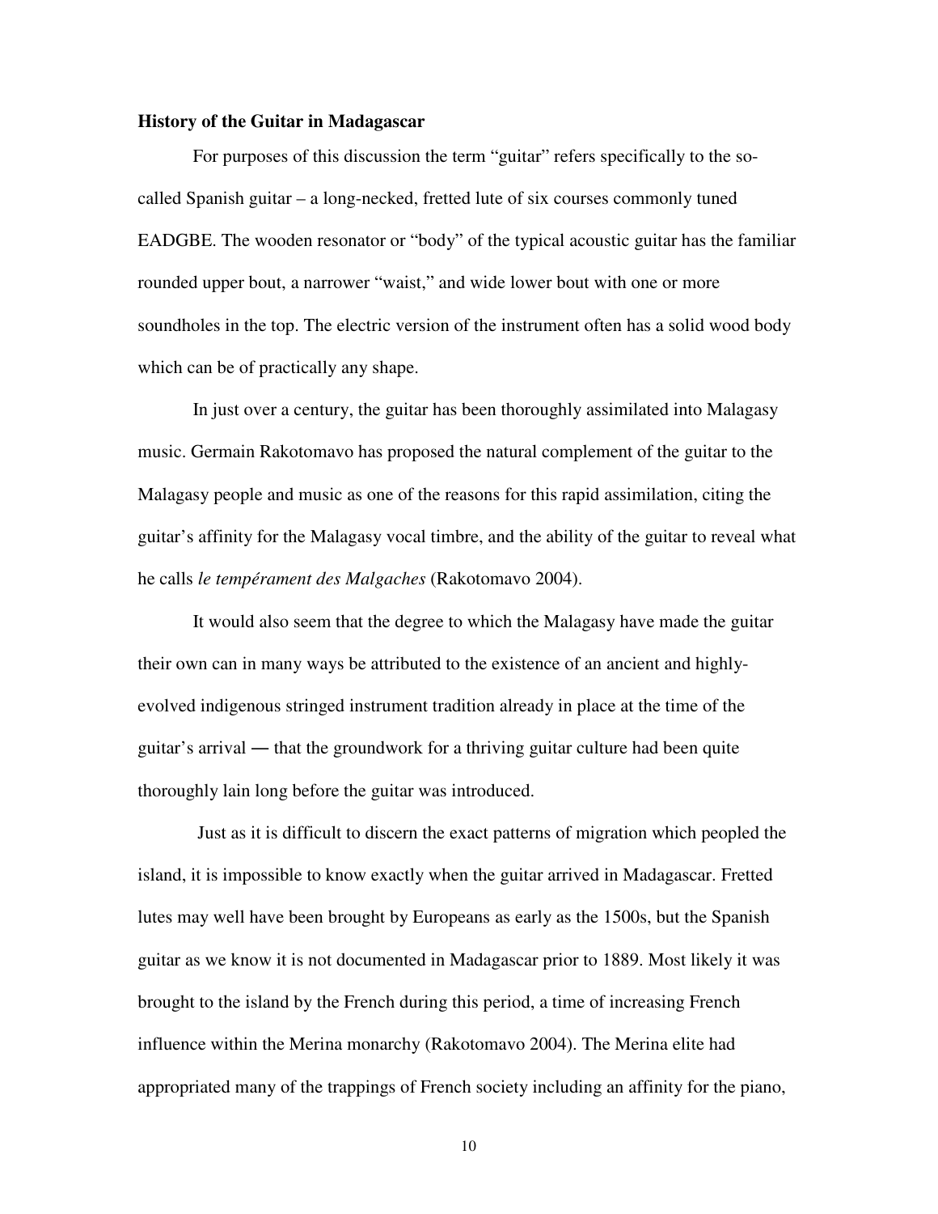**History of the Guitar in Madagascar**

For purposes of this discussion the term "guitar" refers specifically to the so-called Spanish guitar – a long-necked, fretted lute of six courses commonly tuned EADGBE. The wooden resonator or "body" of the typical acoustic guitar has the familiar rounded upper bout, a narrower "waist," and wide lower bout with one or more soundholes in the top. The electric version of the instrument often has a solid wood body which can be of practically any shape.

In just over a century, the guitar has been thoroughly assimilated into Malagasy music. Germain Rakotomavo has proposed the natural complement of the guitar to the Malagasy people and music as one of the reasons for this rapid assimilation, citing the guitar's affinity for the Malagasy vocal timbre, and the ability of the guitar to reveal what he calls *le tempérament des Malgaches* (Rakotomavo 2004).

It would also seem that the degree to which the Malagasy have made the guitar their own can in many ways be attributed to the existence of an ancient and highly-evolved indigenous stringed instrument tradition already in place at the time of the guitar's arrival ― that the groundwork for a thriving guitar culture had been quite thoroughly lain long before the guitar was introduced.

Just as it is difficult to discern the exact patterns of migration which peopled the island, it is impossible to know exactly when the guitar arrived in Madagascar. Fretted lutes may well have been brought by Europeans as early as the 1500s, but the Spanish guitar as we know it is not documented in Madagascar prior to 1889. Most likely it was brought to the island by the French during this period, a time of increasing French influence within the Merina monarchy (Rakotomavo 2004). The Merina elite had appropriated many of the trappings of French society including an affinity for the piano,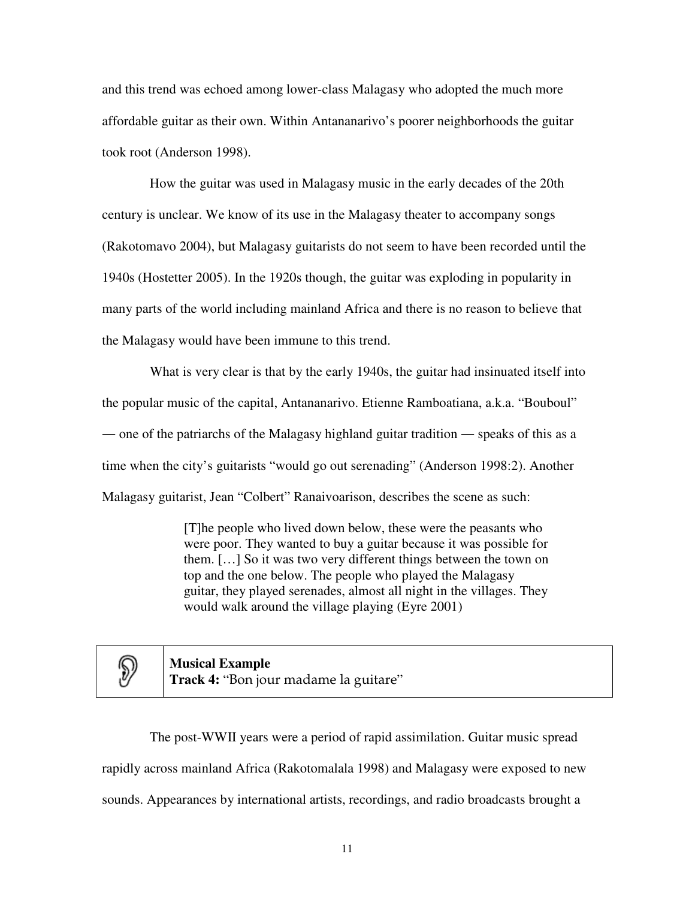and this trend was echoed among lower-class Malagasy who adopted the much more affordable guitar as their own. Within Antananarivo's poorer neighborhoods the guitar took root (Anderson 1998).

How the guitar was used in Malagasy music in the early decades of the 20th century is unclear. We know of its use in the Malagasy theater to accompany songs (Rakotomavo 2004), but Malagasy guitarists do not seem to have been recorded until the 1940s (Hostetter 2005). In the 1920s though, the guitar was exploding in popularity in many parts of the world including mainland Africa and there is no reason to believe that the Malagasy would have been immune to this trend.

What is very clear is that by the early 1940s, the guitar had insinuated itself into the popular music of the capital, Antananarivo. Etienne Ramboatiana, a.k.a. "Bouboul" — one of the patriarchs of the Malagasy highland guitar tradition — speaks of this as a time when the city's guitarists "would go out serenading" (Anderson 1998:2). Another Malagasy guitarist, Jean "Colbert" Ranaivoarison, describes the scene as such:

> [T]he people who lived down below, these were the peasants who were poor. They wanted to buy a guitar because it was possible for them. […] So it was two very different things between the town on top and the one below. The people who played the Malagasy guitar, they played serenades, almost all night in the villages. They would walk around the village playing (Eyre 2001)

| | **Musical Example**<br>**Track 4:** "Bon jour madame la guitare" |
|---|---|

The post-WWII years were a period of rapid assimilation. Guitar music spread rapidly across mainland Africa (Rakotomalala 1998) and Malagasy were exposed to new sounds. Appearances by international artists, recordings, and radio broadcasts brought a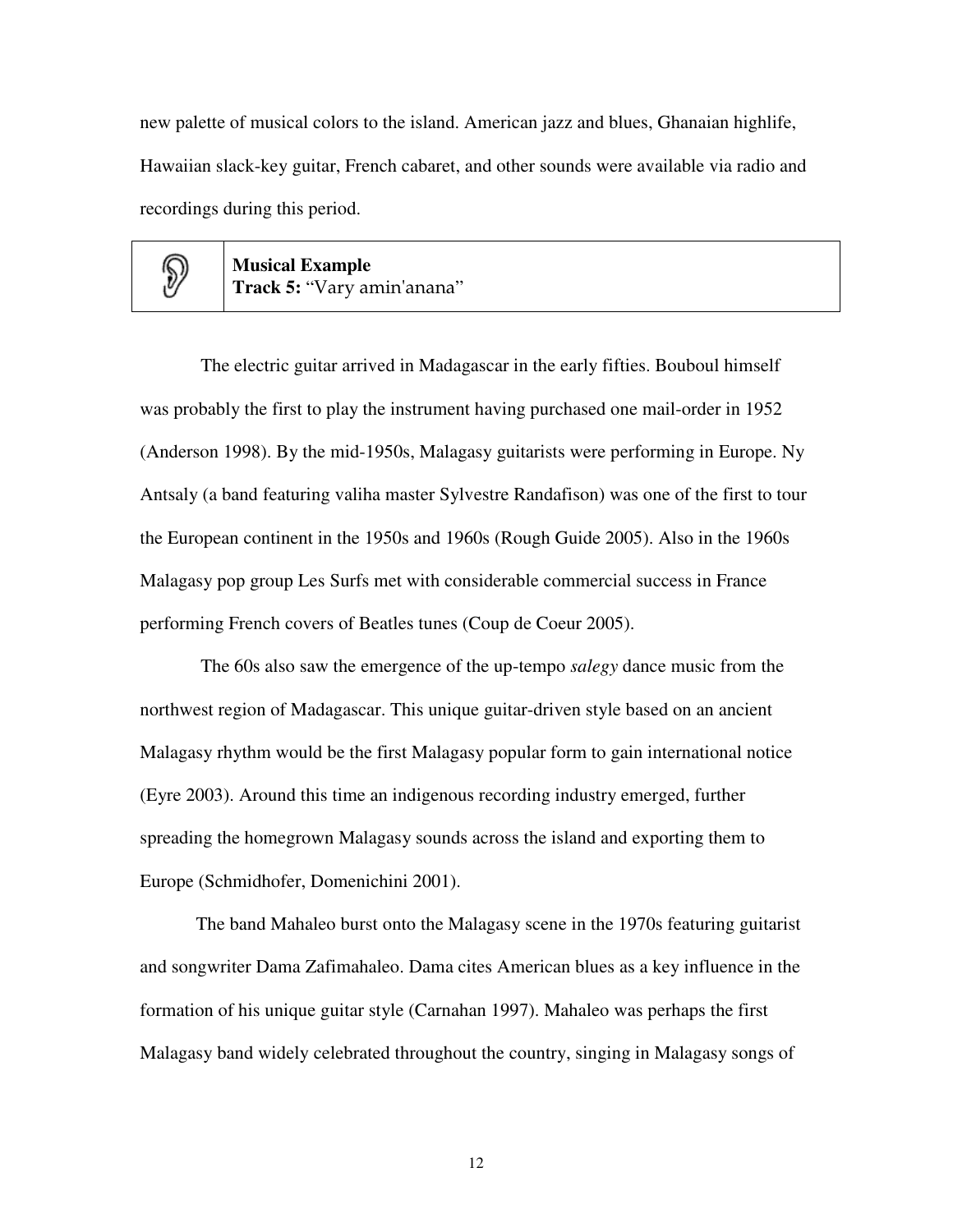new palette of musical colors to the island. American jazz and blues, Ghanaian highlife, Hawaiian slack-key guitar, French cabaret, and other sounds were available via radio and recordings during this period.

| | **Musical Example**<br>**Track 5:** “Vary amin'anana” |
|---|---|

The electric guitar arrived in Madagascar in the early fifties. Bouboul himself was probably the first to play the instrument having purchased one mail-order in 1952 (Anderson 1998). By the mid-1950s, Malagasy guitarists were performing in Europe. Ny Antsaly (a band featuring valiha master Sylvestre Randafison) was one of the first to tour the European continent in the 1950s and 1960s (Rough Guide 2005). Also in the 1960s Malagasy pop group Les Surfs met with considerable commercial success in France performing French covers of Beatles tunes (Coup de Coeur 2005).

The 60s also saw the emergence of the up-tempo *salegy* dance music from the northwest region of Madagascar. This unique guitar-driven style based on an ancient Malagasy rhythm would be the first Malagasy popular form to gain international notice (Eyre 2003). Around this time an indigenous recording industry emerged, further spreading the homegrown Malagasy sounds across the island and exporting them to Europe (Schmidhofer, Domenichini 2001).

The band Mahaleo burst onto the Malagasy scene in the 1970s featuring guitarist and songwriter Dama Zafimahaleo. Dama cites American blues as a key influence in the formation of his unique guitar style (Carnahan 1997). Mahaleo was perhaps the first Malagasy band widely celebrated throughout the country, singing in Malagasy songs of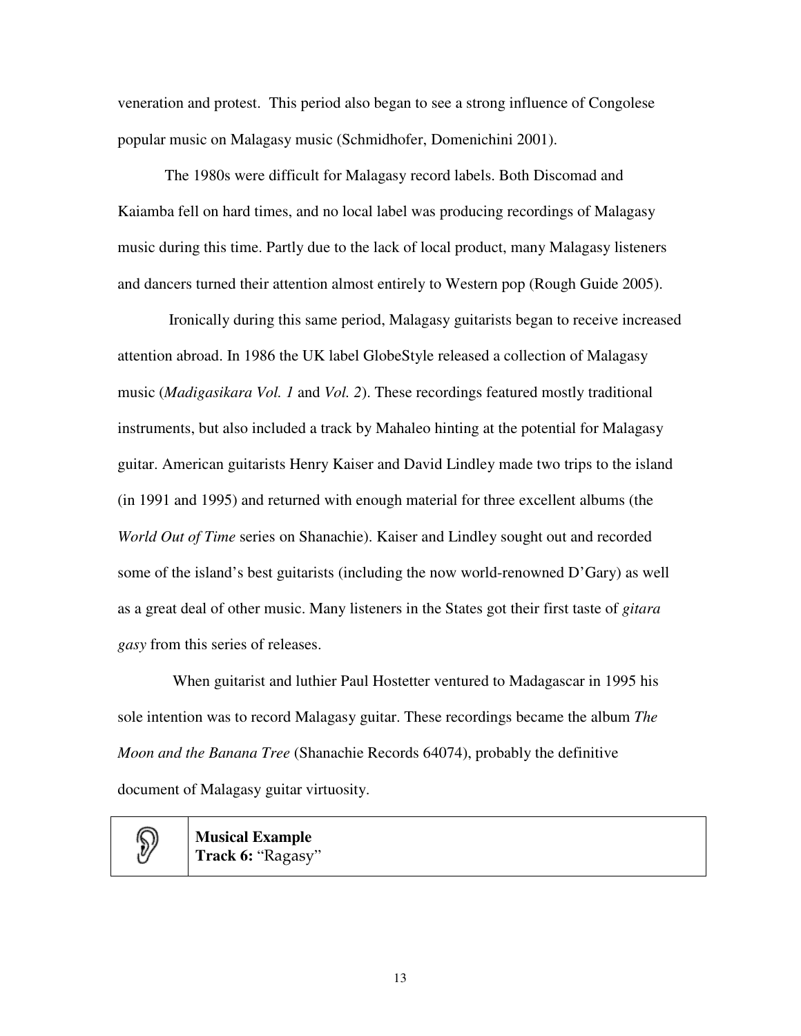veneration and protest. This period also began to see a strong influence of Congolese popular music on Malagasy music (Schmidhofer, Domenichini 2001).

The 1980s were difficult for Malagasy record labels. Both Discomad and Kaiamba fell on hard times, and no local label was producing recordings of Malagasy music during this time. Partly due to the lack of local product, many Malagasy listeners and dancers turned their attention almost entirely to Western pop (Rough Guide 2005).

Ironically during this same period, Malagasy guitarists began to receive increased attention abroad. In 1986 the UK label GlobeStyle released a collection of Malagasy music (*Madigasikara Vol. 1* and *Vol. 2*). These recordings featured mostly traditional instruments, but also included a track by Mahaleo hinting at the potential for Malagasy guitar. American guitarists Henry Kaiser and David Lindley made two trips to the island (in 1991 and 1995) and returned with enough material for three excellent albums (the *World Out of Time* series on Shanachie). Kaiser and Lindley sought out and recorded some of the island's best guitarists (including the now world-renowned D'Gary) as well as a great deal of other music. Many listeners in the States got their first taste of *gitara gasy* from this series of releases.

When guitarist and luthier Paul Hostetter ventured to Madagascar in 1995 his sole intention was to record Malagasy guitar. These recordings became the album *The Moon and the Banana Tree* (Shanachie Records 64074), probably the definitive document of Malagasy guitar virtuosity.

**Musical Example**
**Track 6:** "Ragasy"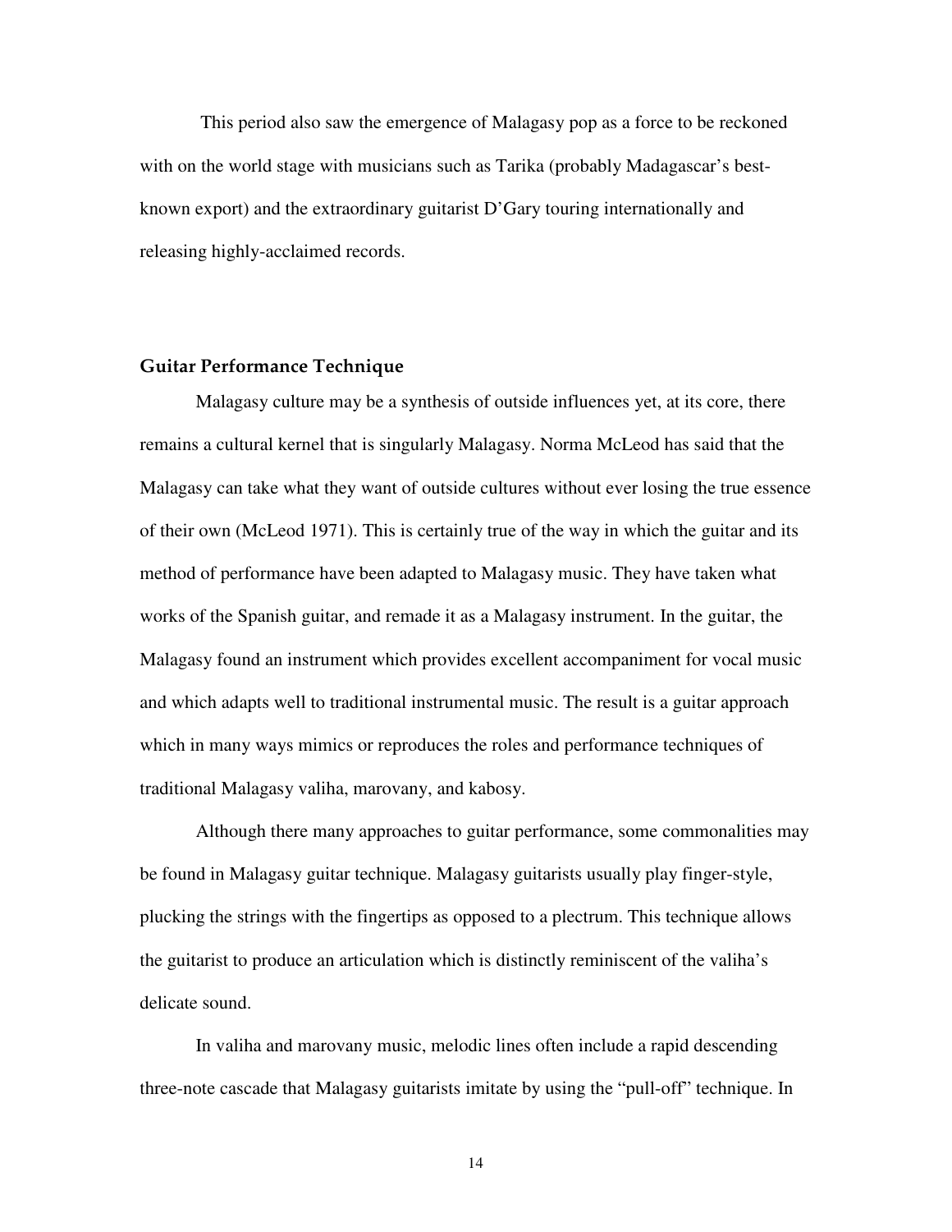This period also saw the emergence of Malagasy pop as a force to be reckoned with on the world stage with musicians such as Tarika (probably Madagascar's best-known export) and the extraordinary guitarist D'Gary touring internationally and releasing highly-acclaimed records.

## Guitar Performance Technique

Malagasy culture may be a synthesis of outside influences yet, at its core, there remains a cultural kernel that is singularly Malagasy. Norma McLeod has said that the Malagasy can take what they want of outside cultures without ever losing the true essence of their own (McLeod 1971). This is certainly true of the way in which the guitar and its method of performance have been adapted to Malagasy music. They have taken what works of the Spanish guitar, and remade it as a Malagasy instrument. In the guitar, the Malagasy found an instrument which provides excellent accompaniment for vocal music and which adapts well to traditional instrumental music. The result is a guitar approach which in many ways mimics or reproduces the roles and performance techniques of traditional Malagasy valiha, marovany, and kabosy.

Although there many approaches to guitar performance, some commonalities may be found in Malagasy guitar technique. Malagasy guitarists usually play finger-style, plucking the strings with the fingertips as opposed to a plectrum. This technique allows the guitarist to produce an articulation which is distinctly reminiscent of the valiha's delicate sound.

In valiha and marovany music, melodic lines often include a rapid descending three-note cascade that Malagasy guitarists imitate by using the "pull-off" technique. In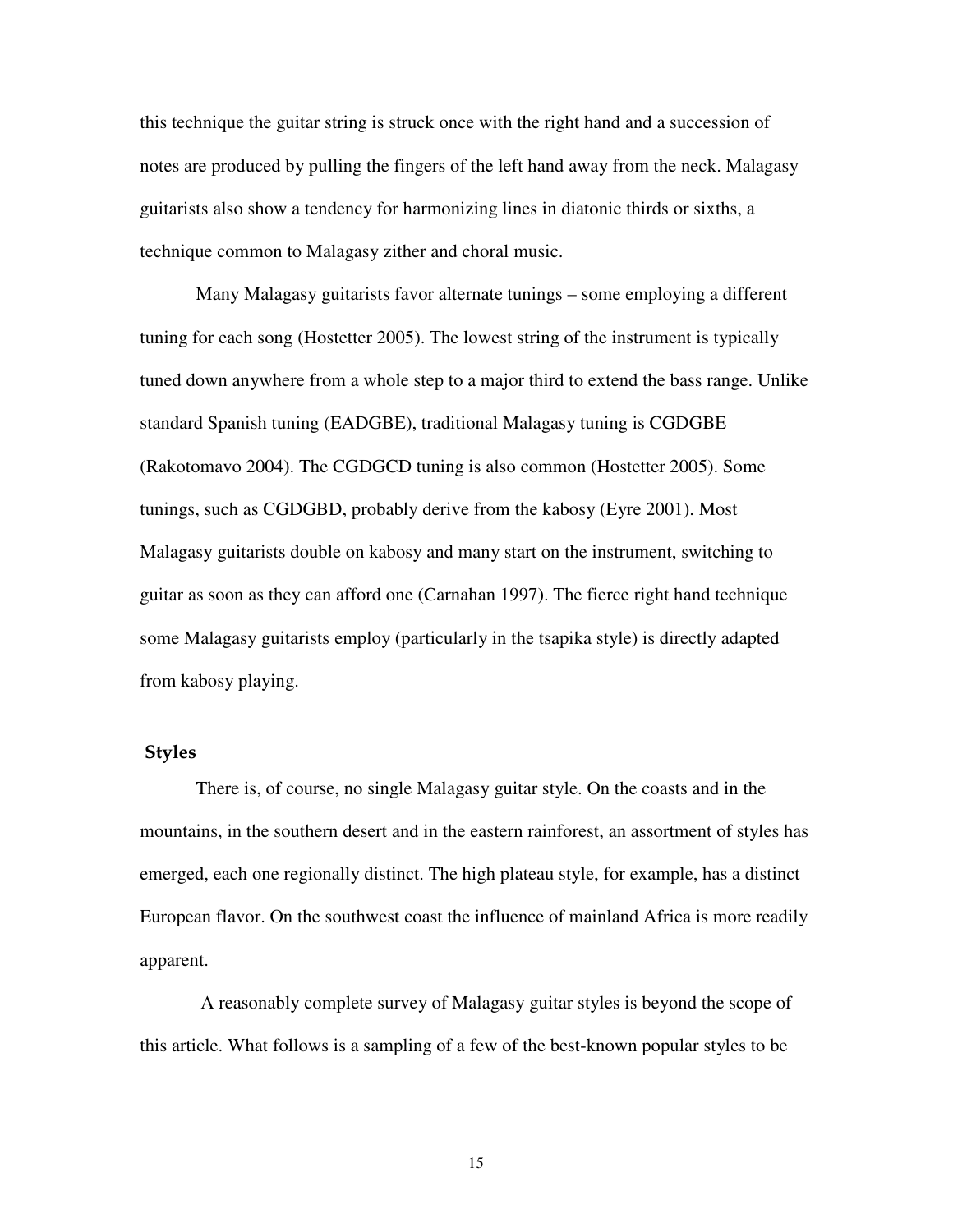this technique the guitar string is struck once with the right hand and a succession of notes are produced by pulling the fingers of the left hand away from the neck. Malagasy guitarists also show a tendency for harmonizing lines in diatonic thirds or sixths, a technique common to Malagasy zither and choral music.

Many Malagasy guitarists favor alternate tunings – some employing a different tuning for each song (Hostetter 2005). The lowest string of the instrument is typically tuned down anywhere from a whole step to a major third to extend the bass range. Unlike standard Spanish tuning (EADGBE), traditional Malagasy tuning is CGDGBE (Rakotomavo 2004). The CGDGCD tuning is also common (Hostetter 2005). Some tunings, such as CGDGBD, probably derive from the kabosy (Eyre 2001). Most Malagasy guitarists double on kabosy and many start on the instrument, switching to guitar as soon as they can afford one (Carnahan 1997). The fierce right hand technique some Malagasy guitarists employ (particularly in the tsapika style) is directly adapted from kabosy playing.

## Styles

There is, of course, no single Malagasy guitar style. On the coasts and in the mountains, in the southern desert and in the eastern rainforest, an assortment of styles has emerged, each one regionally distinct. The high plateau style, for example, has a distinct European flavor. On the southwest coast the influence of mainland Africa is more readily apparent.

A reasonably complete survey of Malagasy guitar styles is beyond the scope of this article. What follows is a sampling of a few of the best-known popular styles to be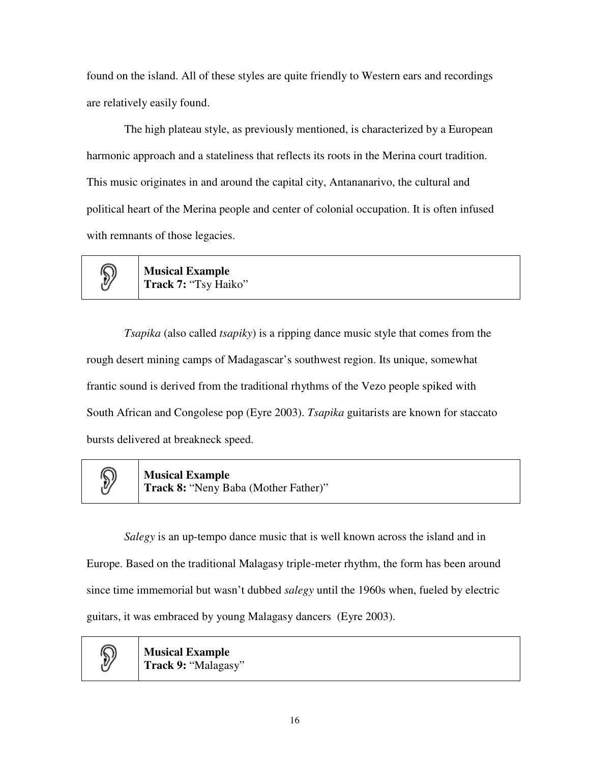found on the island. All of these styles are quite friendly to Western ears and recordings are relatively easily found.

The high plateau style, as previously mentioned, is characterized by a European harmonic approach and a stateliness that reflects its roots in the Merina court tradition. This music originates in and around the capital city, Antananarivo, the cultural and political heart of the Merina people and center of colonial occupation. It is often infused with remnants of those legacies.

| | |
|---|---|
| 👂 | **Musical Example**<br>**Track 7:** "Tsy Haiko" |

*Tsapika* (also called *tsapiky*) is a ripping dance music style that comes from the rough desert mining camps of Madagascar's southwest region. Its unique, somewhat frantic sound is derived from the traditional rhythms of the Vezo people spiked with South African and Congolese pop (Eyre 2003). *Tsapika* guitarists are known for staccato bursts delivered at breakneck speed.

| | |
|---|---|
| 👂 | **Musical Example**<br>**Track 8:** "Neny Baba (Mother Father)" |

*Salegy* is an up-tempo dance music that is well known across the island and in Europe. Based on the traditional Malagasy triple-meter rhythm, the form has been around since time immemorial but wasn't dubbed *salegy* until the 1960s when, fueled by electric guitars, it was embraced by young Malagasy dancers (Eyre 2003).

| | |
|---|---|
| 👂 | **Musical Example**<br>**Track 9:** "Malagasy" |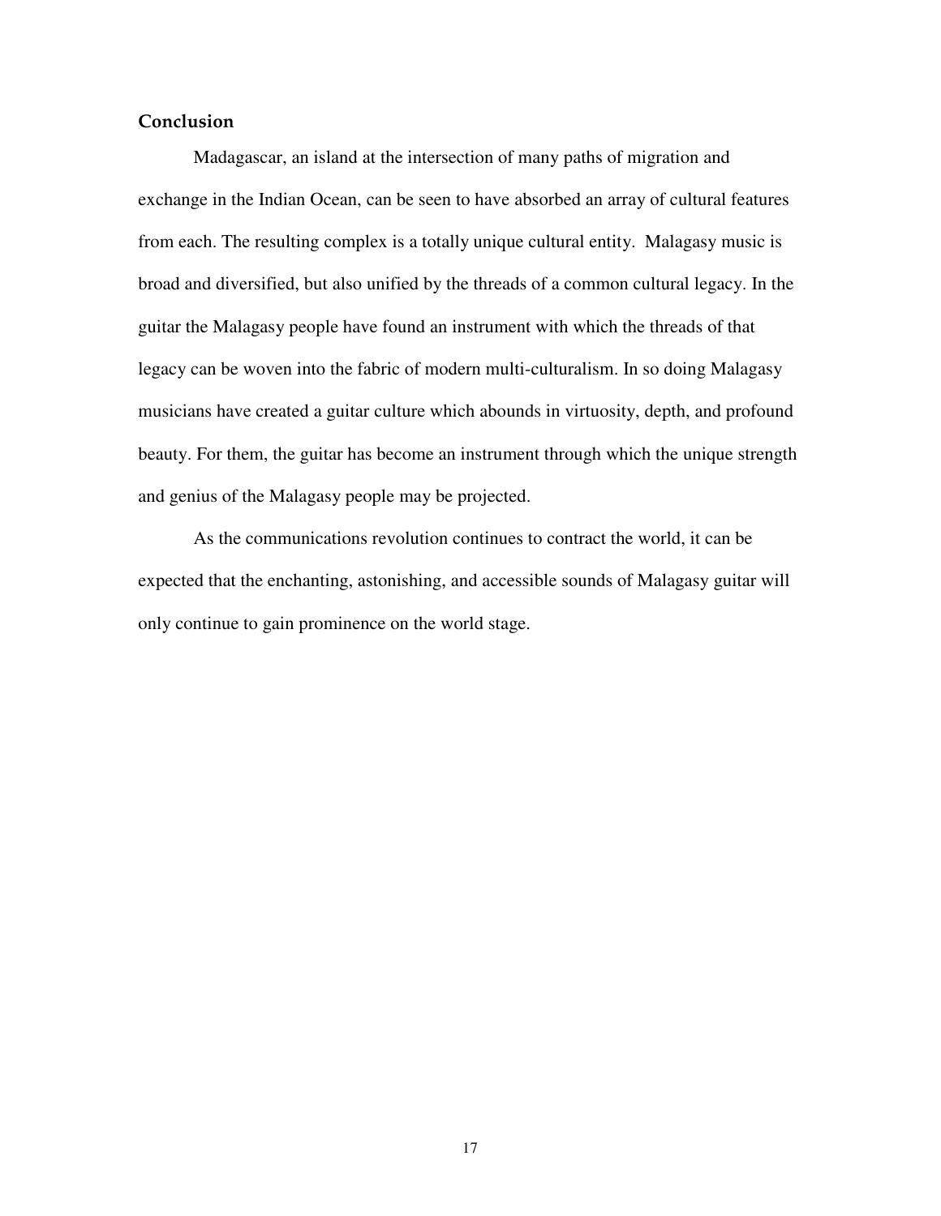## Conclusion

Madagascar, an island at the intersection of many paths of migration and exchange in the Indian Ocean, can be seen to have absorbed an array of cultural features from each. The resulting complex is a totally unique cultural entity. Malagasy music is broad and diversified, but also unified by the threads of a common cultural legacy. In the guitar the Malagasy people have found an instrument with which the threads of that legacy can be woven into the fabric of modern multi-culturalism. In so doing Malagasy musicians have created a guitar culture which abounds in virtuosity, depth, and profound beauty. For them, the guitar has become an instrument through which the unique strength and genius of the Malagasy people may be projected.

As the communications revolution continues to contract the world, it can be expected that the enchanting, astonishing, and accessible sounds of Malagasy guitar will only continue to gain prominence on the world stage.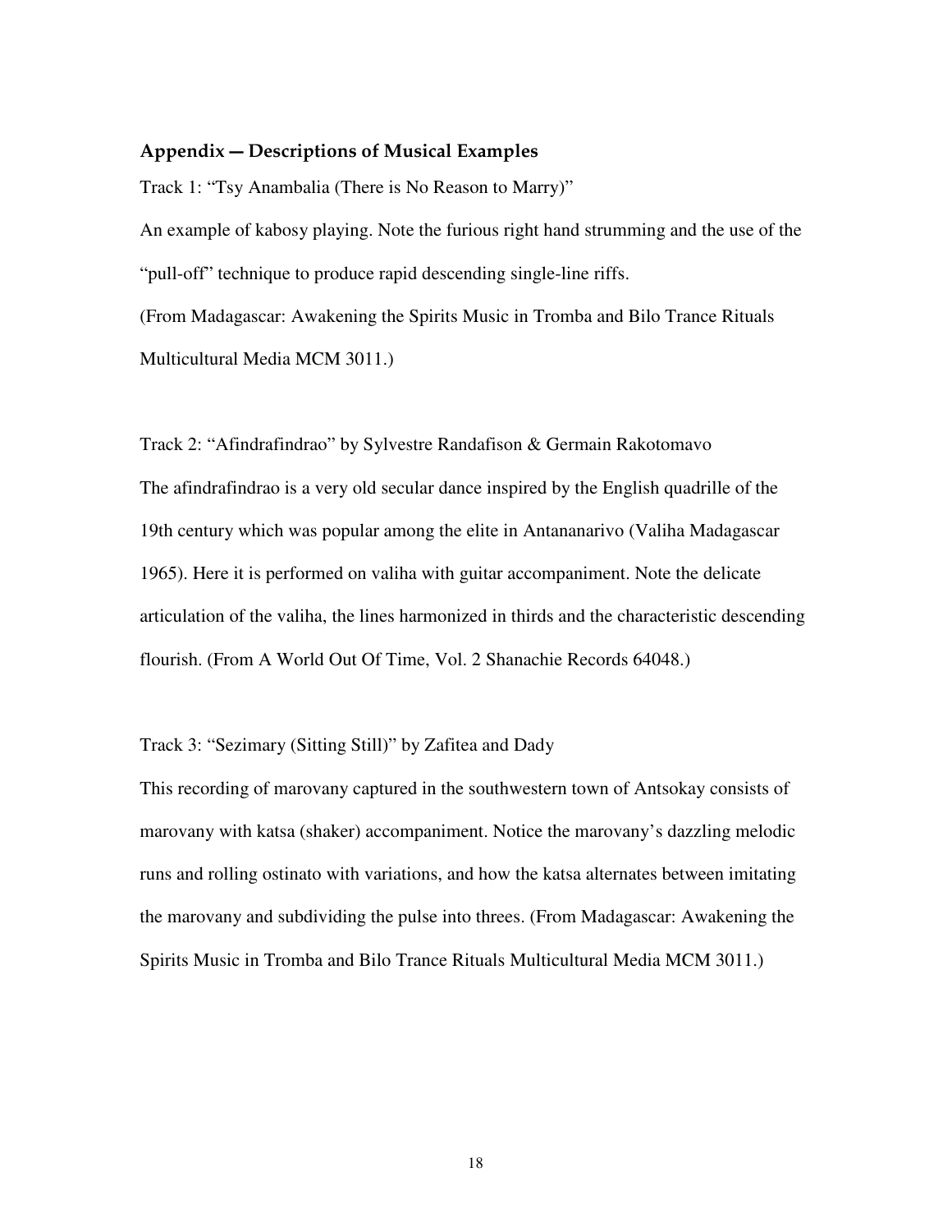## Appendix — Descriptions of Musical Examples

Track 1: "Tsy Anambalia (There is No Reason to Marry)"

An example of kabosy playing. Note the furious right hand strumming and the use of the "pull-off" technique to produce rapid descending single-line riffs.

(From Madagascar: Awakening the Spirits Music in Tromba and Bilo Trance Rituals Multicultural Media MCM 3011.)

Track 2: "Afindrafindrao" by Sylvestre Randafison & Germain Rakotomavo

The afindrafindrao is a very old secular dance inspired by the English quadrille of the 19th century which was popular among the elite in Antananarivo (Valiha Madagascar 1965). Here it is performed on valiha with guitar accompaniment. Note the delicate articulation of the valiha, the lines harmonized in thirds and the characteristic descending flourish. (From A World Out Of Time, Vol. 2 Shanachie Records 64048.)

Track 3: "Sezimary (Sitting Still)" by Zafitea and Dady

This recording of marovany captured in the southwestern town of Antsokay consists of marovany with katsa (shaker) accompaniment. Notice the marovany's dazzling melodic runs and rolling ostinato with variations, and how the katsa alternates between imitating the marovany and subdividing the pulse into threes. (From Madagascar: Awakening the Spirits Music in Tromba and Bilo Trance Rituals Multicultural Media MCM 3011.)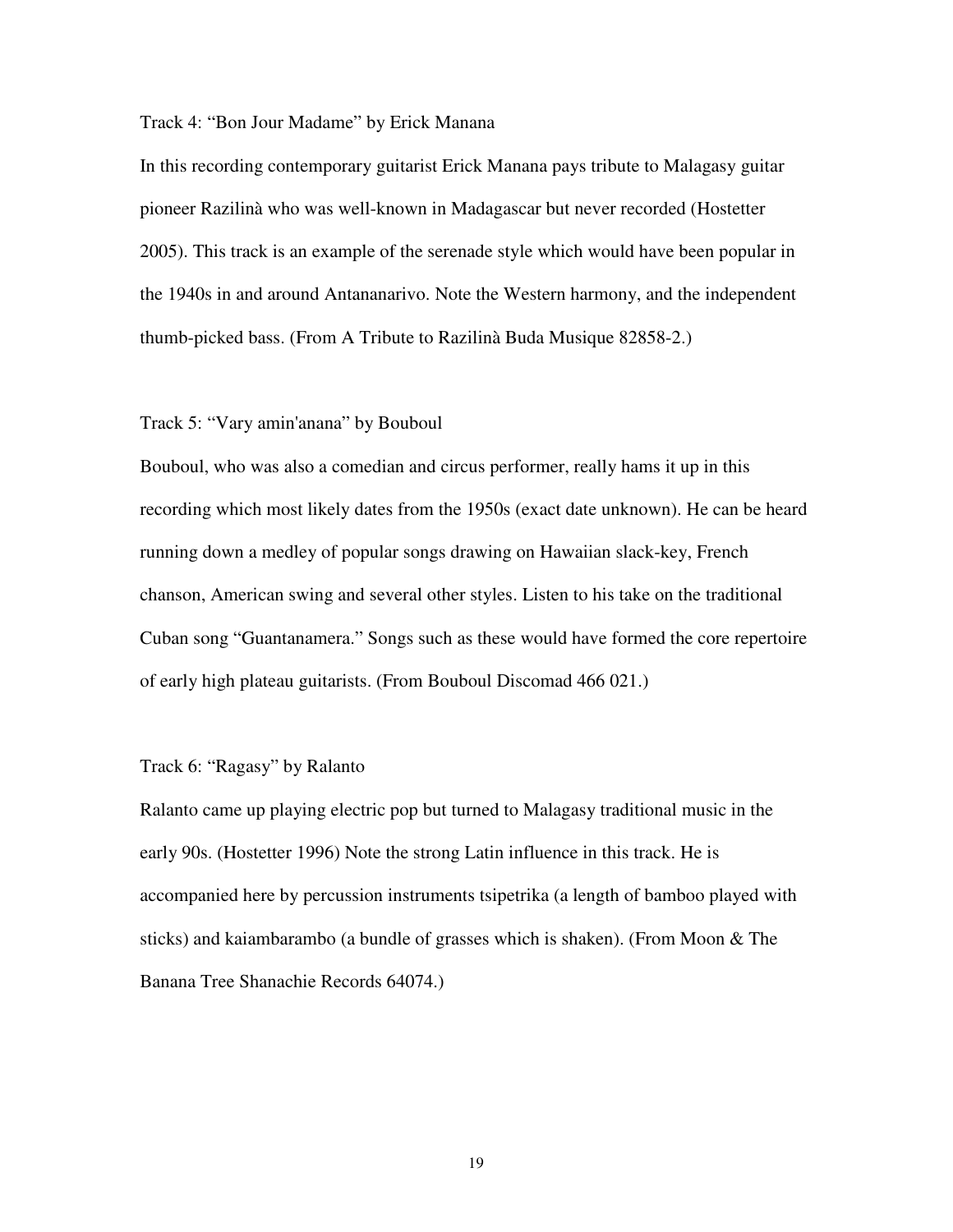Track 4: "Bon Jour Madame" by Erick Manana

In this recording contemporary guitarist Erick Manana pays tribute to Malagasy guitar pioneer Razilinà who was well-known in Madagascar but never recorded (Hostetter 2005). This track is an example of the serenade style which would have been popular in the 1940s in and around Antananarivo. Note the Western harmony, and the independent thumb-picked bass. (From A Tribute to Razilinà Buda Musique 82858-2.)

Track 5: "Vary amin'anana" by Bouboul

Bouboul, who was also a comedian and circus performer, really hams it up in this recording which most likely dates from the 1950s (exact date unknown). He can be heard running down a medley of popular songs drawing on Hawaiian slack-key, French chanson, American swing and several other styles. Listen to his take on the traditional Cuban song "Guantanamera." Songs such as these would have formed the core repertoire of early high plateau guitarists. (From Bouboul Discomad 466 021.)

Track 6: "Ragasy" by Ralanto

Ralanto came up playing electric pop but turned to Malagasy traditional music in the early 90s. (Hostetter 1996) Note the strong Latin influence in this track. He is accompanied here by percussion instruments tsipetrika (a length of bamboo played with sticks) and kaiambarambo (a bundle of grasses which is shaken). (From Moon & The Banana Tree Shanachie Records 64074.)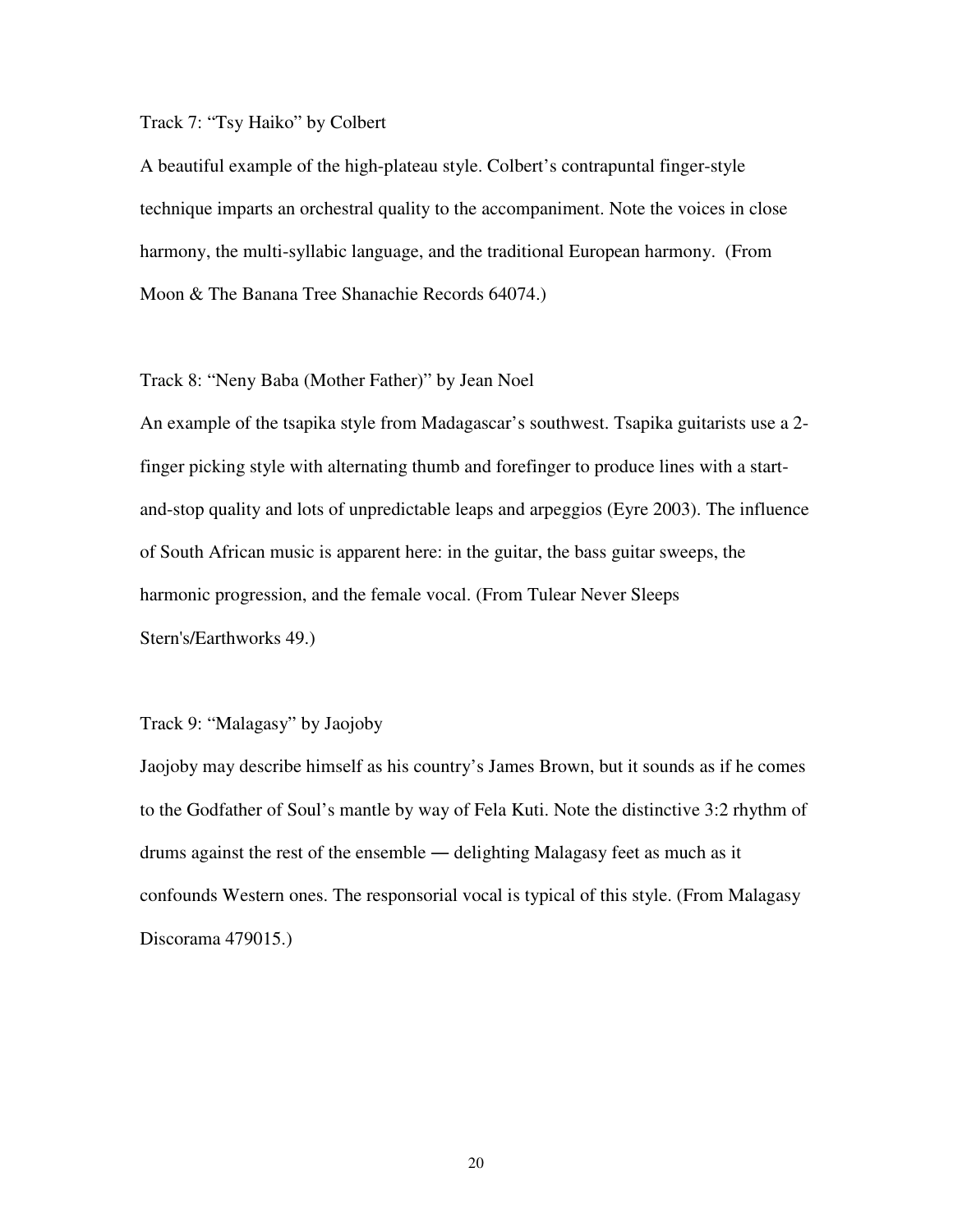Track 7: "Tsy Haiko" by Colbert

A beautiful example of the high-plateau style. Colbert's contrapuntal finger-style technique imparts an orchestral quality to the accompaniment. Note the voices in close harmony, the multi-syllabic language, and the traditional European harmony. (From Moon & The Banana Tree Shanachie Records 64074.)

Track 8: "Neny Baba (Mother Father)" by Jean Noel

An example of the tsapika style from Madagascar's southwest. Tsapika guitarists use a 2-finger picking style with alternating thumb and forefinger to produce lines with a start-and-stop quality and lots of unpredictable leaps and arpeggios (Eyre 2003). The influence of South African music is apparent here: in the guitar, the bass guitar sweeps, the harmonic progression, and the female vocal. (From Tulear Never Sleeps Stern's/Earthworks 49.)

Track 9: "Malagasy" by Jaojoby

Jaojoby may describe himself as his country's James Brown, but it sounds as if he comes to the Godfather of Soul's mantle by way of Fela Kuti. Note the distinctive 3:2 rhythm of drums against the rest of the ensemble — delighting Malagasy feet as much as it confounds Western ones. The responsorial vocal is typical of this style. (From Malagasy Discorama 479015.)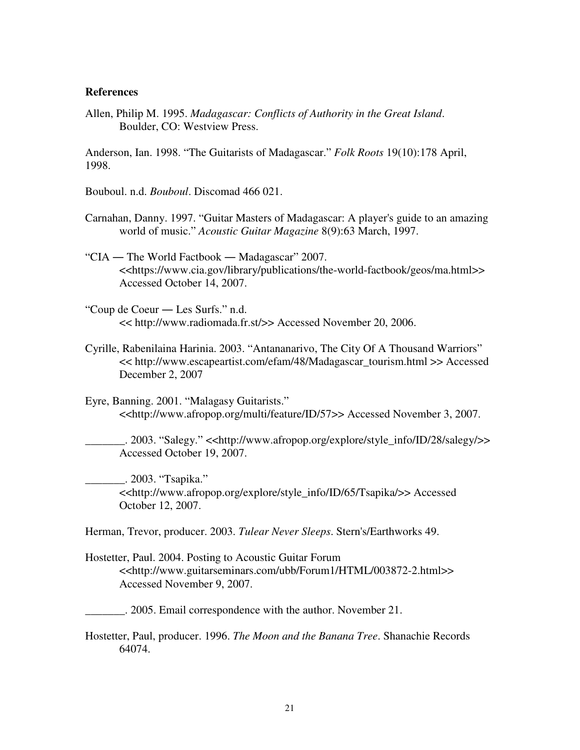**References**

Allen, Philip M. 1995. *Madagascar: Conflicts of Authority in the Great Island*. Boulder, CO: Westview Press.

Anderson, Ian. 1998. "The Guitarists of Madagascar." *Folk Roots* 19(10):178 April, 1998.

Bouboul. n.d. *Bouboul*. Discomad 466 021.

Carnahan, Danny. 1997. "Guitar Masters of Madagascar: A player's guide to an amazing world of music." *Acoustic Guitar Magazine* 8(9):63 March, 1997.

"CIA — The World Factbook — Madagascar" 2007. <<https://www.cia.gov/library/publications/the-world-factbook/geos/ma.html>> Accessed October 14, 2007.

"Coup de Coeur — Les Surfs." n.d. << http://www.radiomada.fr.st/>> Accessed November 20, 2006.

Cyrille, Rabenilaina Harinia. 2003. "Antananarivo, The City Of A Thousand Warriors" << http://www.escapeartist.com/efam/48/Madagascar_tourism.html >> Accessed December 2, 2007

Eyre, Banning. 2001. "Malagasy Guitarists." <<http://www.afropop.org/multi/feature/ID/57>> Accessed November 3, 2007.

_______. 2003. "Salegy." <<http://www.afropop.org/explore/style_info/ID/28/salegy/>> Accessed October 19, 2007.

_______. 2003. "Tsapika." <<http://www.afropop.org/explore/style_info/ID/65/Tsapika/>> Accessed October 12, 2007.

Herman, Trevor, producer. 2003. *Tulear Never Sleeps*. Stern's/Earthworks 49.

Hostetter, Paul. 2004. Posting to Acoustic Guitar Forum <<http://www.guitarseminars.com/ubb/Forum1/HTML/003872-2.html>> Accessed November 9, 2007.

_______. 2005. Email correspondence with the author. November 21.

Hostetter, Paul, producer. 1996. *The Moon and the Banana Tree*. Shanachie Records 64074.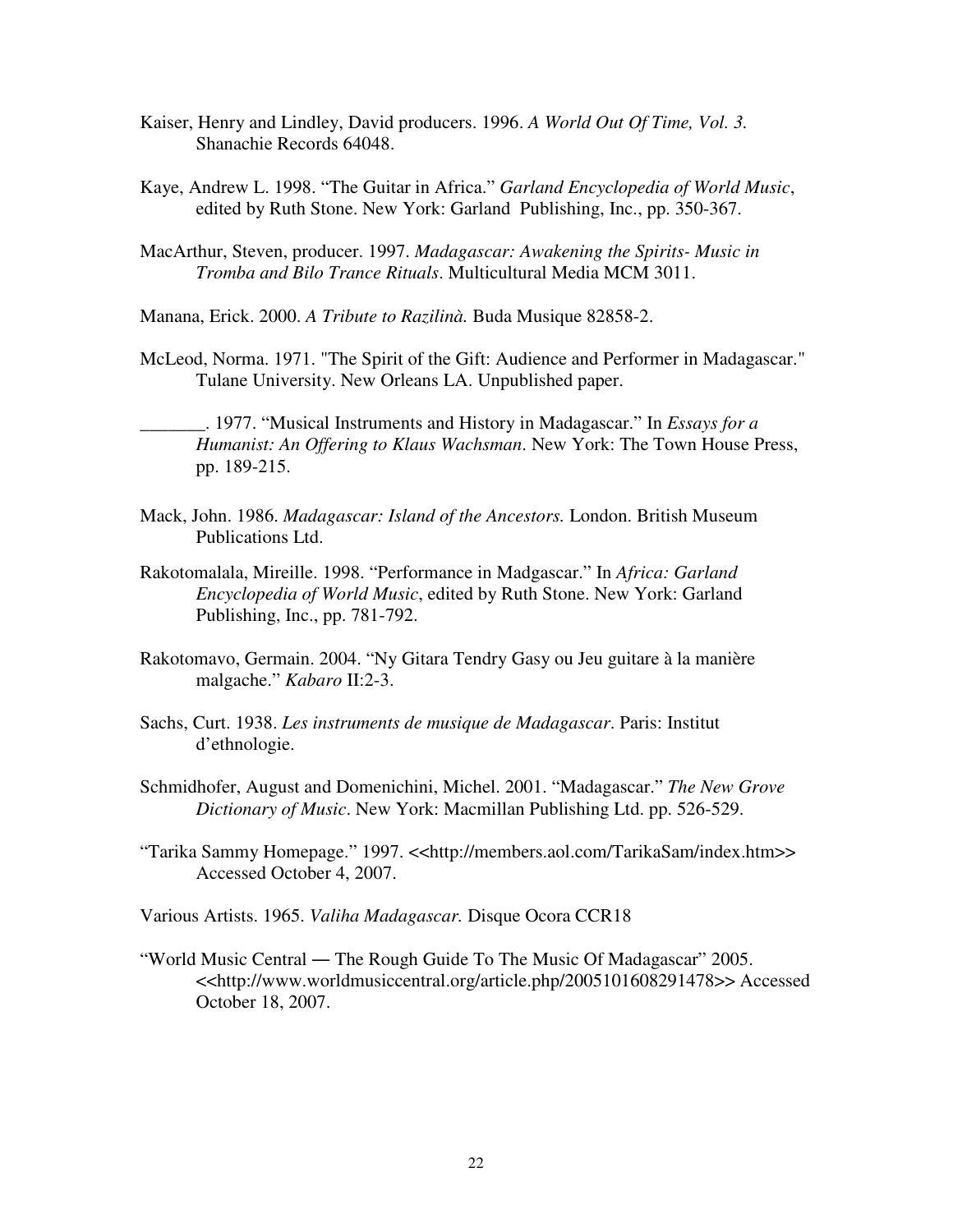Kaiser, Henry and Lindley, David producers. 1996. *A World Out Of Time, Vol. 3.* Shanachie Records 64048.

Kaye, Andrew L. 1998. "The Guitar in Africa." *Garland Encyclopedia of World Music*, edited by Ruth Stone. New York: Garland Publishing, Inc., pp. 350-367.

MacArthur, Steven, producer. 1997. *Madagascar: Awakening the Spirits- Music in Tromba and Bilo Trance Rituals*. Multicultural Media MCM 3011.

Manana, Erick. 2000. *A Tribute to Razilinà.* Buda Musique 82858-2.

McLeod, Norma. 1971. "The Spirit of the Gift: Audience and Performer in Madagascar." Tulane University. New Orleans LA. Unpublished paper.

_______. 1977. "Musical Instruments and History in Madagascar." In *Essays for a Humanist: An Offering to Klaus Wachsman*. New York: The Town House Press, pp. 189-215.

Mack, John. 1986. *Madagascar: Island of the Ancestors.* London. British Museum Publications Ltd.

Rakotomalala, Mireille. 1998. "Performance in Madgascar." In *Africa: Garland Encyclopedia of World Music*, edited by Ruth Stone. New York: Garland Publishing, Inc., pp. 781-792.

Rakotomavo, Germain. 2004. "Ny Gitara Tendry Gasy ou Jeu guitare à la manière malgache." *Kabaro* II:2-3.

Sachs, Curt. 1938. *Les instruments de musique de Madagascar*. Paris: Institut d'ethnologie.

Schmidhofer, August and Domenichini, Michel. 2001. "Madagascar." *The New Grove Dictionary of Music*. New York: Macmillan Publishing Ltd. pp. 526-529.

"Tarika Sammy Homepage." 1997. <<http://members.aol.com/TarikaSam/index.htm>> Accessed October 4, 2007.

Various Artists. 1965. *Valiha Madagascar.* Disque Ocora CCR18

"World Music Central ― The Rough Guide To The Music Of Madagascar" 2005. <<http://www.worldmusiccentral.org/article.php/2005101608291478>> Accessed October 18, 2007.